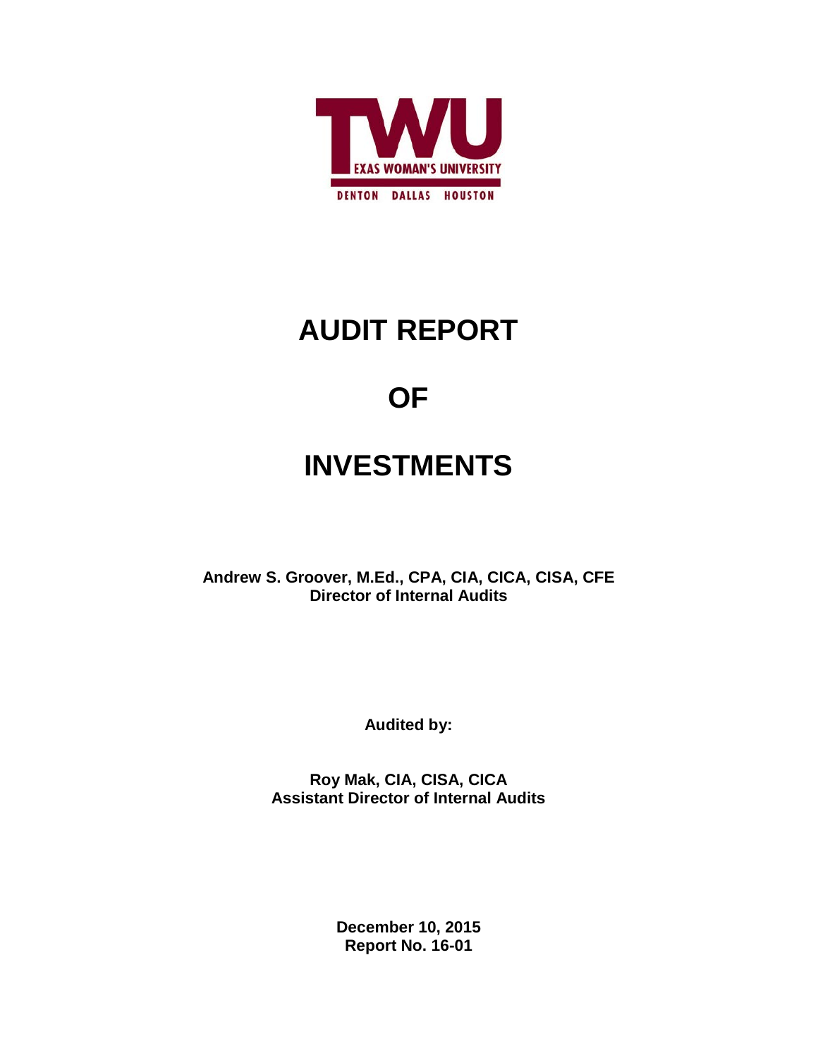TWU

EXAS WOMAN'S UNIVERSITY

DENTON DALLAS HOUSTON

# AUDIT REPORT

# OF

# INVESTMENTS

**Andrew S. Groover, M.Ed., CPA, CIA, CICA, CISA, CFE**
**Director of Internal Audits**

**Audited by:**

**Roy Mak, CIA, CISA, CICA**
**Assistant Director of Internal Audits**

**December 10, 2015**
**Report No. 16-01**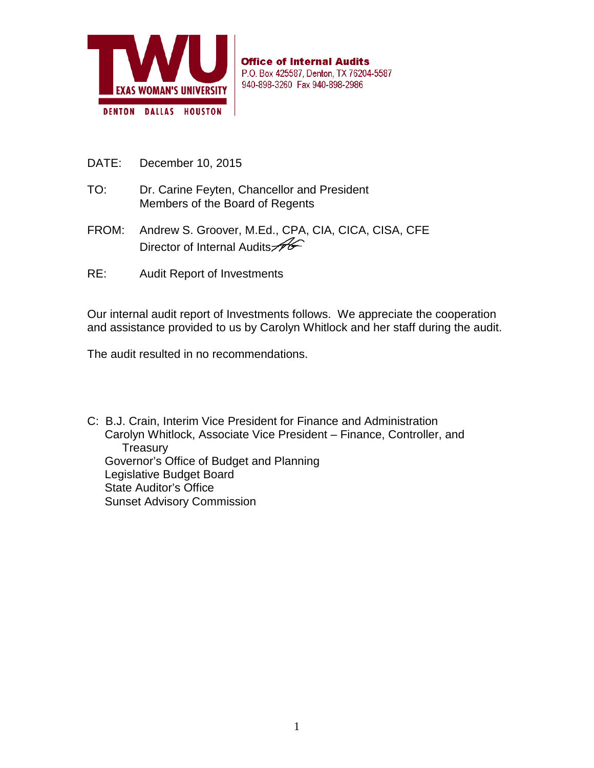**Office of Internal Audits**
P.O. Box 425587, Denton, TX 76204-5587
940-898-3260 Fax 940-898-2986

DATE: December 10, 2015

TO: Dr. Carine Feyten, Chancellor and President
Members of the Board of Regents

FROM: Andrew S. Groover, M.Ed., CPA, CIA, CICA, CISA, CFE
Director of Internal Audits

RE: Audit Report of Investments

Our internal audit report of Investments follows. We appreciate the cooperation and assistance provided to us by Carolyn Whitlock and her staff during the audit.

The audit resulted in no recommendations.

C: B.J. Crain, Interim Vice President for Finance and Administration
Carolyn Whitlock, Associate Vice President – Finance, Controller, and Treasury
Governor's Office of Budget and Planning
Legislative Budget Board
State Auditor's Office
Sunset Advisory Commission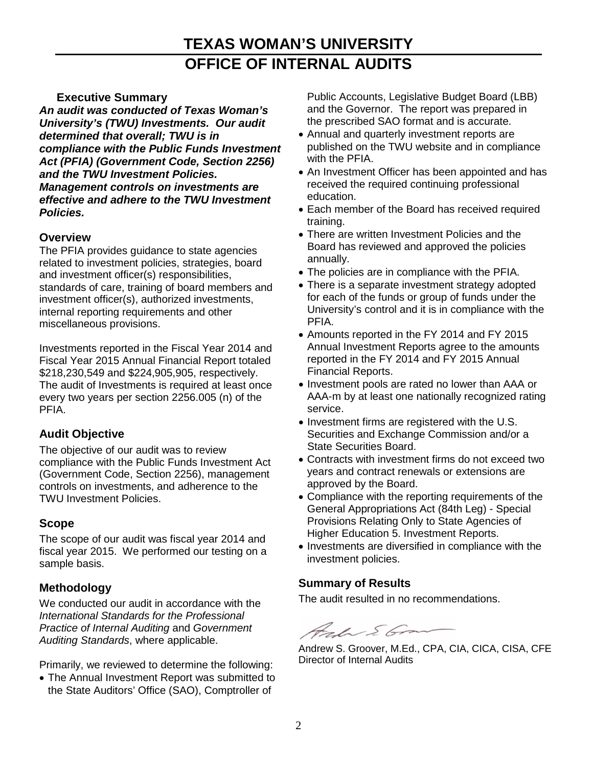# TEXAS WOMAN'S UNIVERSITY

# OFFICE OF INTERNAL AUDITS

### Executive Summary

***An audit was conducted of Texas Woman's University's (TWU) Investments. Our audit determined that overall; TWU is in compliance with the Public Funds Investment Act (PFIA) (Government Code, Section 2256) and the TWU Investment Policies. Management controls on investments are effective and adhere to the TWU Investment Policies.***

### Overview

The PFIA provides guidance to state agencies related to investment policies, strategies, board and investment officer(s) responsibilities, standards of care, training of board members and investment officer(s), authorized investments, internal reporting requirements and other miscellaneous provisions.

Investments reported in the Fiscal Year 2014 and Fiscal Year 2015 Annual Financial Report totaled $218,230,549 and $224,905,905, respectively. The audit of Investments is required at least once every two years per section 2256.005 (n) of the PFIA.

### Audit Objective

The objective of our audit was to review compliance with the Public Funds Investment Act (Government Code, Section 2256), management controls on investments, and adherence to the TWU Investment Policies.

### Scope

The scope of our audit was fiscal year 2014 and fiscal year 2015. We performed our testing on a sample basis.

### Methodology

We conducted our audit in accordance with the *International Standards for the Professional Practice of Internal Auditing* and *Government Auditing Standards*, where applicable.

Primarily, we reviewed to determine the following:

- The Annual Investment Report was submitted to the State Auditors' Office (SAO), Comptroller of Public Accounts, Legislative Budget Board (LBB) and the Governor. The report was prepared in the prescribed SAO format and is accurate.
- Annual and quarterly investment reports are published on the TWU website and in compliance with the PFIA.
- An Investment Officer has been appointed and has received the required continuing professional education.
- Each member of the Board has received required training.
- There are written Investment Policies and the Board has reviewed and approved the policies annually.
- The policies are in compliance with the PFIA.
- There is a separate investment strategy adopted for each of the funds or group of funds under the University's control and it is in compliance with the PFIA.
- Amounts reported in the FY 2014 and FY 2015 Annual Investment Reports agree to the amounts reported in the FY 2014 and FY 2015 Annual Financial Reports.
- Investment pools are rated no lower than AAA or AAA-m by at least one nationally recognized rating service.
- Investment firms are registered with the U.S. Securities and Exchange Commission and/or a State Securities Board.
- Contracts with investment firms do not exceed two years and contract renewals or extensions are approved by the Board.
- Compliance with the reporting requirements of the General Appropriations Act (84th Leg) - Special Provisions Relating Only to State Agencies of Higher Education 5. Investment Reports.
- Investments are diversified in compliance with the investment policies.

### Summary of Results

The audit resulted in no recommendations.

Andrew S. Groover, M.Ed., CPA, CIA, CICA, CISA, CFE
Director of Internal Audits